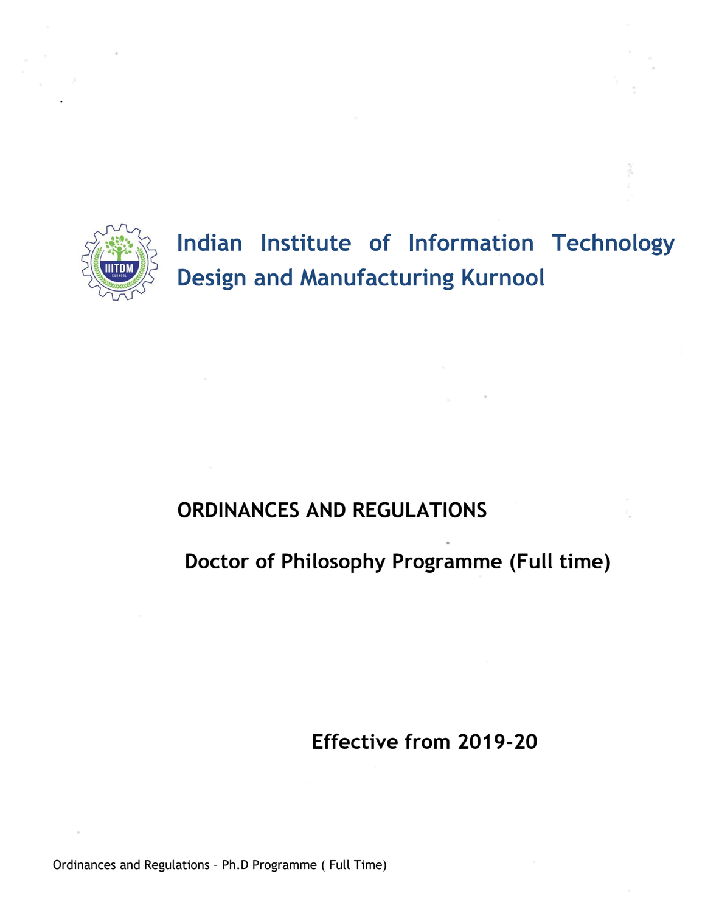# Indian Institute of Information Technology Design and Manufacturing Kurnool

## ORDINANCES AND REGULATIONS

## Doctor of Philosophy Programme (Full time)

**Effective from 2019-20**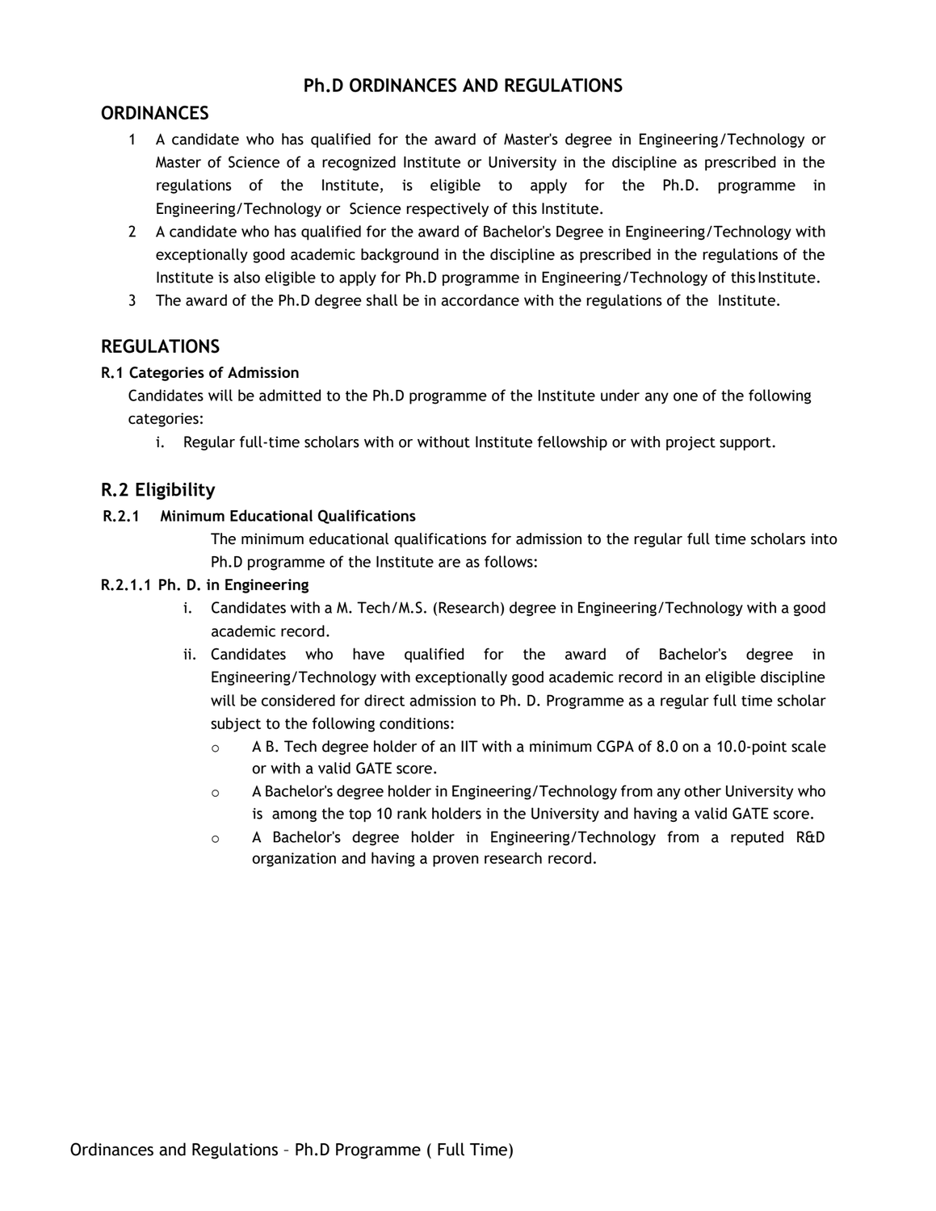# Ph.D ORDINANCES AND REGULATIONS

## ORDINANCES

1. A candidate who has qualified for the award of Master's degree in Engineering/Technology or Master of Science of a recognized Institute or University in the discipline as prescribed in the regulations of the Institute, is eligible to apply for the Ph.D. programme in Engineering/Technology or Science respectively of this Institute.
2. A candidate who has qualified for the award of Bachelor's Degree in Engineering/Technology with exceptionally good academic background in the discipline as prescribed in the regulations of the Institute is also eligible to apply for Ph.D programme in Engineering/Technology of this Institute.
3. The award of the Ph.D degree shall be in accordance with the regulations of the Institute.

## REGULATIONS

**R.1 Categories of Admission**

Candidates will be admitted to the Ph.D programme of the Institute under any one of the following categories:

i. Regular full-time scholars with or without Institute fellowship or with project support.

### R.2 Eligibility

**R.2.1 Minimum Educational Qualifications**

The minimum educational qualifications for admission to the regular full time scholars into Ph.D programme of the Institute are as follows:

**R.2.1.1 Ph. D. in Engineering**

i. Candidates with a M. Tech/M.S. (Research) degree in Engineering/Technology with a good academic record.

ii. Candidates who have qualified for the award of Bachelor's degree in Engineering/Technology with exceptionally good academic record in an eligible discipline will be considered for direct admission to Ph. D. Programme as a regular full time scholar subject to the following conditions:

- A B. Tech degree holder of an IIT with a minimum CGPA of 8.0 on a 10.0-point scale or with a valid GATE score.
- A Bachelor's degree holder in Engineering/Technology from any other University who is among the top 10 rank holders in the University and having a valid GATE score.
- A Bachelor's degree holder in Engineering/Technology from a reputed R&D organization and having a proven research record.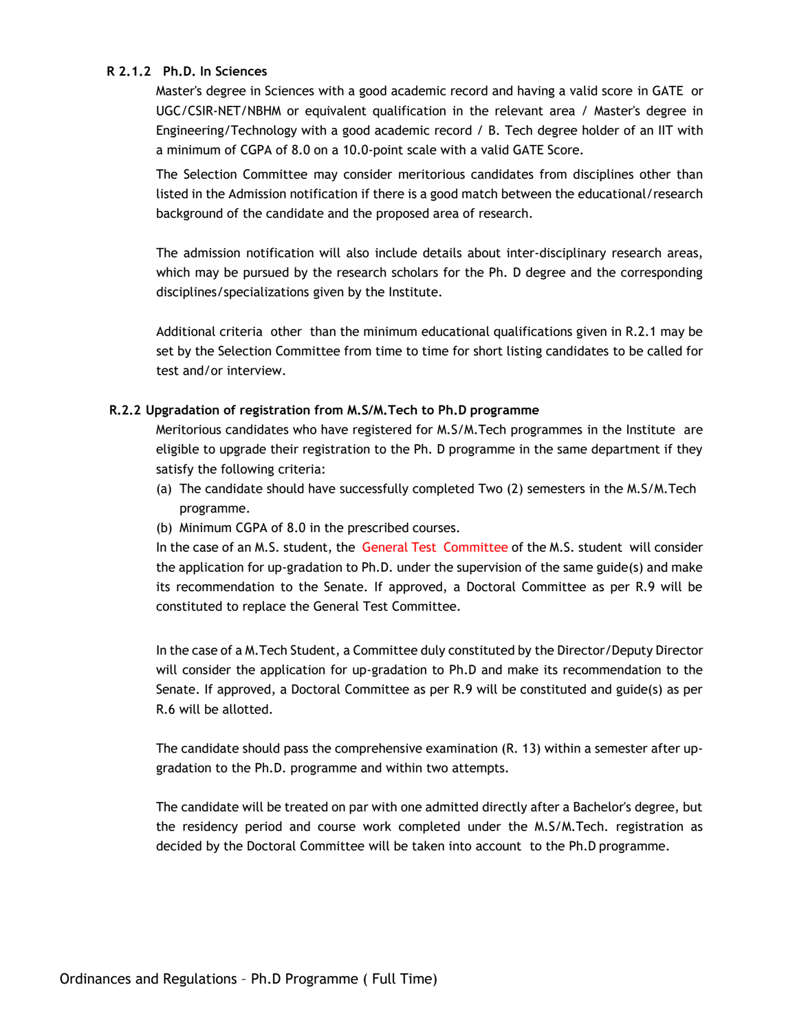### R 2.1.2 Ph.D. In Sciences

Master's degree in Sciences with a good academic record and having a valid score in GATE or UGC/CSIR-NET/NBHM or equivalent qualification in the relevant area / Master's degree in Engineering/Technology with a good academic record / B. Tech degree holder of an IIT with a minimum of CGPA of 8.0 on a 10.0-point scale with a valid GATE Score.

The Selection Committee may consider meritorious candidates from disciplines other than listed in the Admission notification if there is a good match between the educational/research background of the candidate and the proposed area of research.

The admission notification will also include details about inter-disciplinary research areas, which may be pursued by the research scholars for the Ph. D degree and the corresponding disciplines/specializations given by the Institute.

Additional criteria other than the minimum educational qualifications given in R.2.1 may be set by the Selection Committee from time to time for short listing candidates to be called for test and/or interview.

### R.2.2 Upgradation of registration from M.S/M.Tech to Ph.D programme

Meritorious candidates who have registered for M.S/M.Tech programmes in the Institute are eligible to upgrade their registration to the Ph. D programme in the same department if they satisfy the following criteria:

(a) The candidate should have successfully completed Two (2) semesters in the M.S/M.Tech programme.

(b) Minimum CGPA of 8.0 in the prescribed courses.

In the case of an M.S. student, the General Test Committee of the M.S. student will consider the application for up-gradation to Ph.D. under the supervision of the same guide(s) and make its recommendation to the Senate. If approved, a Doctoral Committee as per R.9 will be constituted to replace the General Test Committee.

In the case of a M.Tech Student, a Committee duly constituted by the Director/Deputy Director will consider the application for up-gradation to Ph.D and make its recommendation to the Senate. If approved, a Doctoral Committee as per R.9 will be constituted and guide(s) as per R.6 will be allotted.

The candidate should pass the comprehensive examination (R. 13) within a semester after up-gradation to the Ph.D. programme and within two attempts.

The candidate will be treated on par with one admitted directly after a Bachelor's degree, but the residency period and course work completed under the M.S/M.Tech. registration as decided by the Doctoral Committee will be taken into account to the Ph.D programme.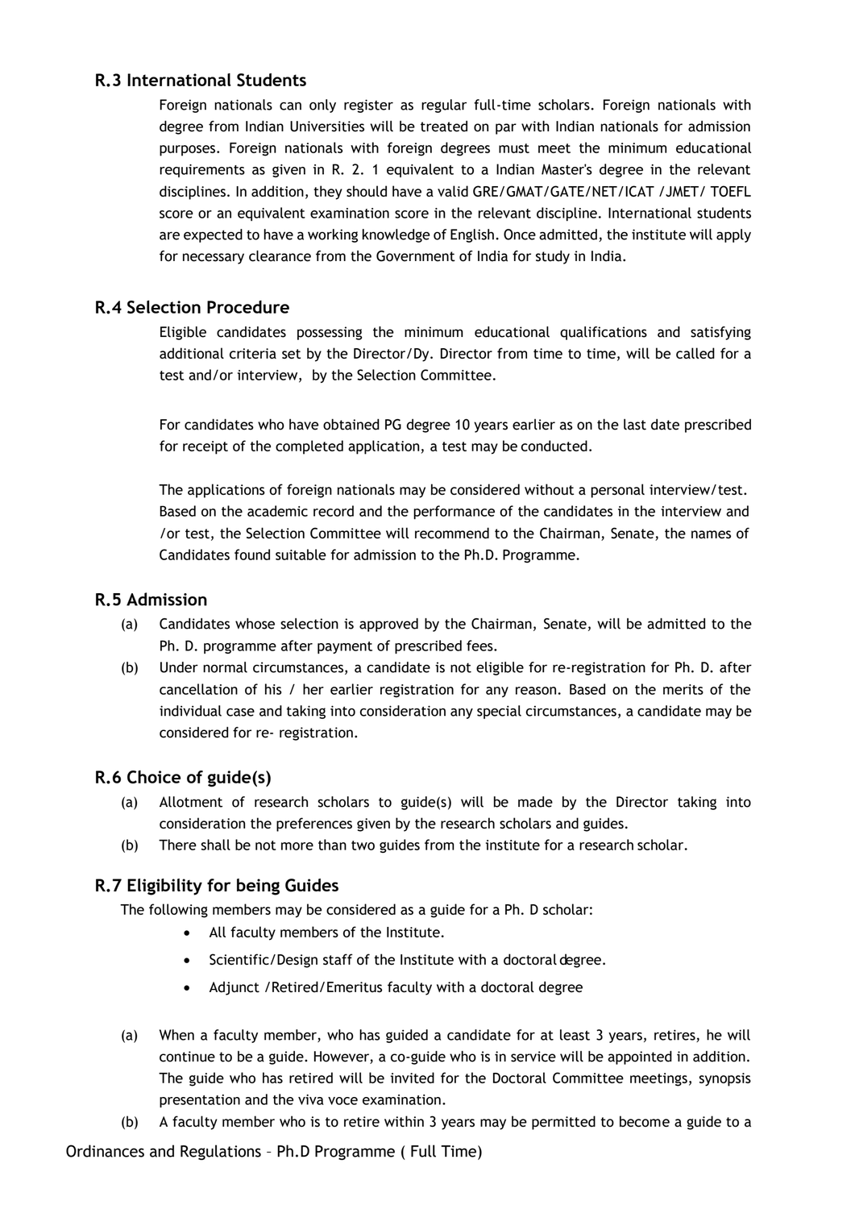## R.3 International Students

Foreign nationals can only register as regular full-time scholars. Foreign nationals with degree from Indian Universities will be treated on par with Indian nationals for admission purposes. Foreign nationals with foreign degrees must meet the minimum educational requirements as given in R. 2. 1 equivalent to a Indian Master's degree in the relevant disciplines. In addition, they should have a valid GRE/GMAT/GATE/NET/ICAT /JMET/ TOEFL score or an equivalent examination score in the relevant discipline. International students are expected to have a working knowledge of English. Once admitted, the institute will apply for necessary clearance from the Government of India for study in India.

## R.4 Selection Procedure

Eligible candidates possessing the minimum educational qualifications and satisfying additional criteria set by the Director/Dy. Director from time to time, will be called for a test and/or interview, by the Selection Committee.

For candidates who have obtained PG degree 10 years earlier as on the last date prescribed for receipt of the completed application, a test may be conducted.

The applications of foreign nationals may be considered without a personal interview/test. Based on the academic record and the performance of the candidates in the interview and /or test, the Selection Committee will recommend to the Chairman, Senate, the names of Candidates found suitable for admission to the Ph.D. Programme.

## R.5 Admission

(a) Candidates whose selection is approved by the Chairman, Senate, will be admitted to the Ph. D. programme after payment of prescribed fees.

(b) Under normal circumstances, a candidate is not eligible for re-registration for Ph. D. after cancellation of his / her earlier registration for any reason. Based on the merits of the individual case and taking into consideration any special circumstances, a candidate may be considered for re- registration.

## R.6 Choice of guide(s)

(a) Allotment of research scholars to guide(s) will be made by the Director taking into consideration the preferences given by the research scholars and guides.

(b) There shall be not more than two guides from the institute for a research scholar.

## R.7 Eligibility for being Guides

The following members may be considered as a guide for a Ph. D scholar:

- All faculty members of the Institute.
- Scientific/Design staff of the Institute with a doctoral degree.
- Adjunct /Retired/Emeritus faculty with a doctoral degree

(a) When a faculty member, who has guided a candidate for at least 3 years, retires, he will continue to be a guide. However, a co-guide who is in service will be appointed in addition. The guide who has retired will be invited for the Doctoral Committee meetings, synopsis presentation and the viva voce examination.

(b) A faculty member who is to retire within 3 years may be permitted to become a guide to a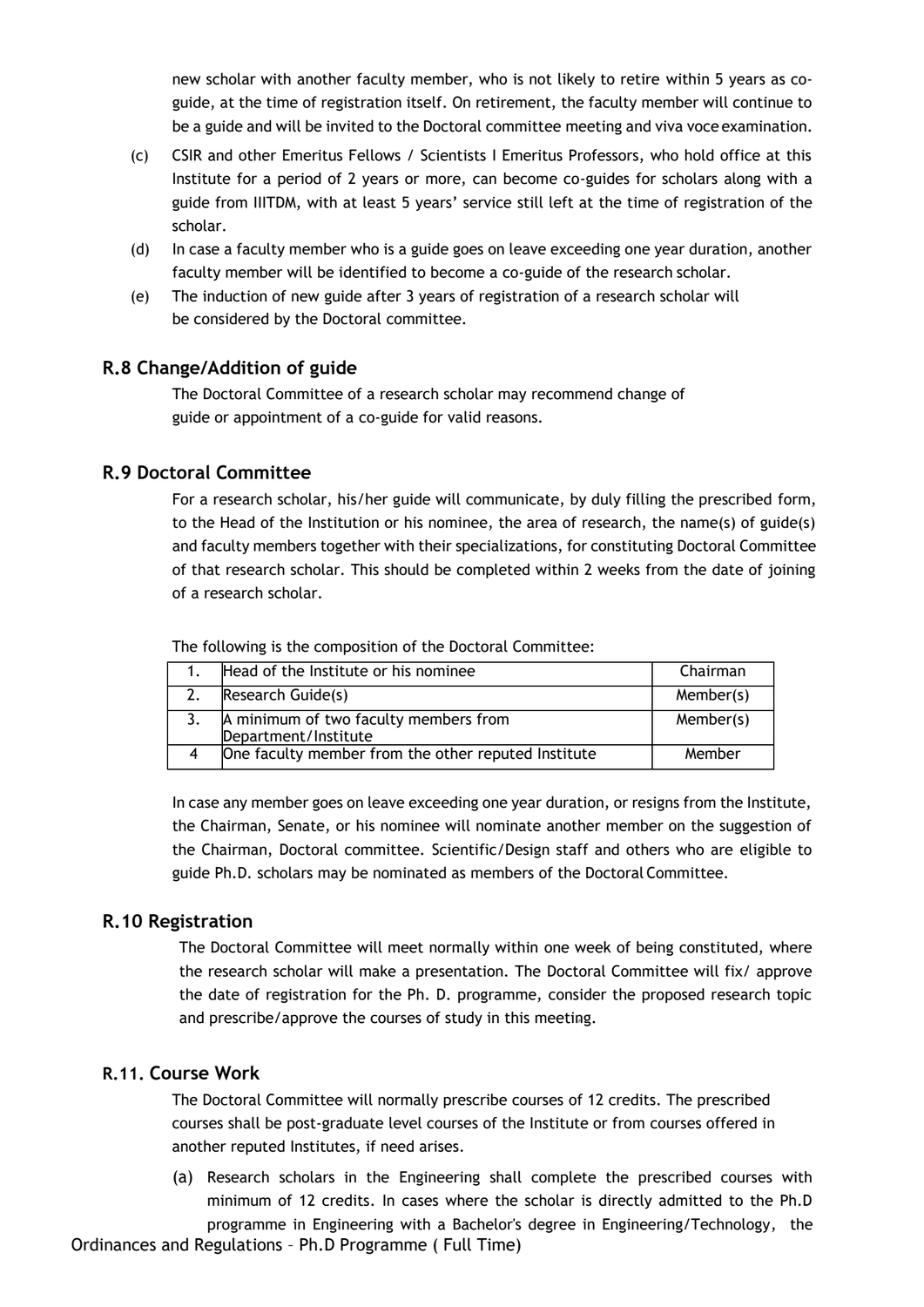new scholar with another faculty member, who is not likely to retire within 5 years as co-guide, at the time of registration itself. On retirement, the faculty member will continue to be a guide and will be invited to the Doctoral committee meeting and viva voce examination.

(c) CSIR and other Emeritus Fellows / Scientists I Emeritus Professors, who hold office at this Institute for a period of 2 years or more, can become co-guides for scholars along with a guide from IIITDM, with at least 5 years' service still left at the time of registration of the scholar.

(d) In case a faculty member who is a guide goes on leave exceeding one year duration, another faculty member will be identified to become a co-guide of the research scholar.

(e) The induction of new guide after 3 years of registration of a research scholar will be considered by the Doctoral committee.

## R.8 Change/Addition of guide

The Doctoral Committee of a research scholar may recommend change of guide or appointment of a co-guide for valid reasons.

## R.9 Doctoral Committee

For a research scholar, his/her guide will communicate, by duly filling the prescribed form, to the Head of the Institution or his nominee, the area of research, the name(s) of guide(s) and faculty members together with their specializations, for constituting Doctoral Committee of that research scholar. This should be completed within 2 weeks from the date of joining of a research scholar.

The following is the composition of the Doctoral Committee:

| | | |
|---|---|---|
| 1. | Head of the Institute or his nominee | Chairman |
| 2. | Research Guide(s) | Member(s) |
| 3. | A minimum of two faculty members from Department/Institute | Member(s) |
| 4 | One faculty member from the other reputed Institute | Member |

In case any member goes on leave exceeding one year duration, or resigns from the Institute, the Chairman, Senate, or his nominee will nominate another member on the suggestion of the Chairman, Doctoral committee. Scientific/Design staff and others who are eligible to guide Ph.D. scholars may be nominated as members of the Doctoral Committee.

## R.10 Registration

The Doctoral Committee will meet normally within one week of being constituted, where the research scholar will make a presentation. The Doctoral Committee will fix/ approve the date of registration for the Ph. D. programme, consider the proposed research topic and prescribe/approve the courses of study in this meeting.

## R.11. Course Work

The Doctoral Committee will normally prescribe courses of 12 credits. The prescribed courses shall be post-graduate level courses of the Institute or from courses offered in another reputed Institutes, if need arises.

(a) Research scholars in the Engineering shall complete the prescribed courses with minimum of 12 credits. In cases where the scholar is directly admitted to the Ph.D programme in Engineering with a Bachelor's degree in Engineering/Technology, the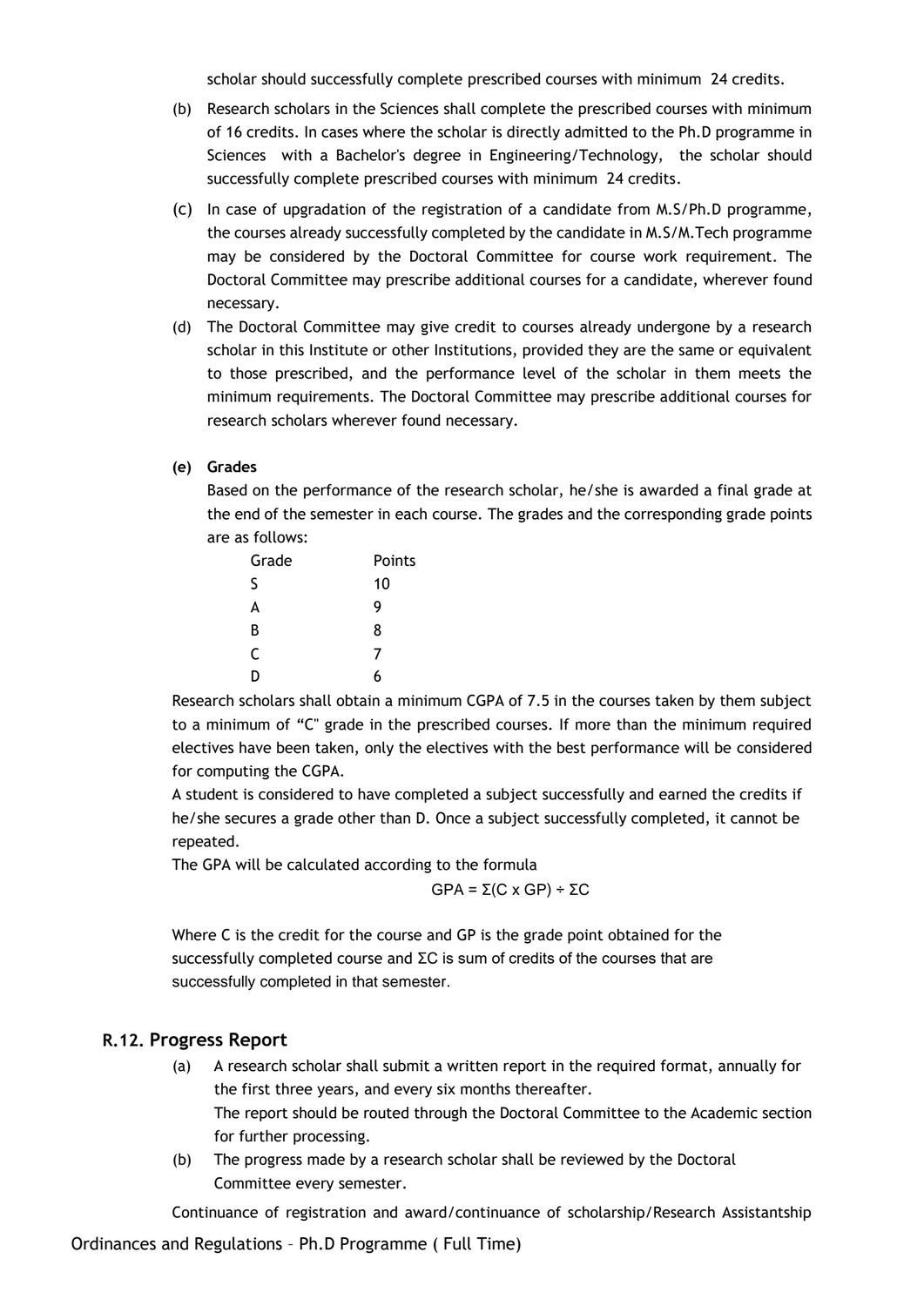scholar should successfully complete prescribed courses with minimum 24 credits.

(b) Research scholars in the Sciences shall complete the prescribed courses with minimum of 16 credits. In cases where the scholar is directly admitted to the Ph.D programme in Sciences with a Bachelor's degree in Engineering/Technology, the scholar should successfully complete prescribed courses with minimum 24 credits.

(c) In case of upgradation of the registration of a candidate from M.S/Ph.D programme, the courses already successfully completed by the candidate in M.S/M.Tech programme may be considered by the Doctoral Committee for course work requirement. The Doctoral Committee may prescribe additional courses for a candidate, wherever found necessary.

(d) The Doctoral Committee may give credit to courses already undergone by a research scholar in this Institute or other Institutions, provided they are the same or equivalent to those prescribed, and the performance level of the scholar in them meets the minimum requirements. The Doctoral Committee may prescribe additional courses for research scholars wherever found necessary.

**(e) Grades**

Based on the performance of the research scholar, he/she is awarded a final grade at the end of the semester in each course. The grades and the corresponding grade points are as follows:

| Grade | Points |
|---|---|
| S | 10 |
| A | 9 |
| B | 8 |
| C | 7 |
| D | 6 |

Research scholars shall obtain a minimum CGPA of 7.5 in the courses taken by them subject to a minimum of "C" grade in the prescribed courses. If more than the minimum required electives have been taken, only the electives with the best performance will be considered for computing the CGPA.

A student is considered to have completed a subject successfully and earned the credits if he/she secures a grade other than D. Once a subject successfully completed, it cannot be repeated.

The GPA will be calculated according to the formula

$$GPA = \Sigma(C \times GP) \div \Sigma C$$

Where C is the credit for the course and GP is the grade point obtained for the successfully completed course and ΣC is sum of credits of the courses that are successfully completed in that semester.

## R.12. Progress Report

(a) A research scholar shall submit a written report in the required format, annually for the first three years, and every six months thereafter.
The report should be routed through the Doctoral Committee to the Academic section for further processing.

(b) The progress made by a research scholar shall be reviewed by the Doctoral Committee every semester.

Continuance of registration and award/continuance of scholarship/Research Assistantship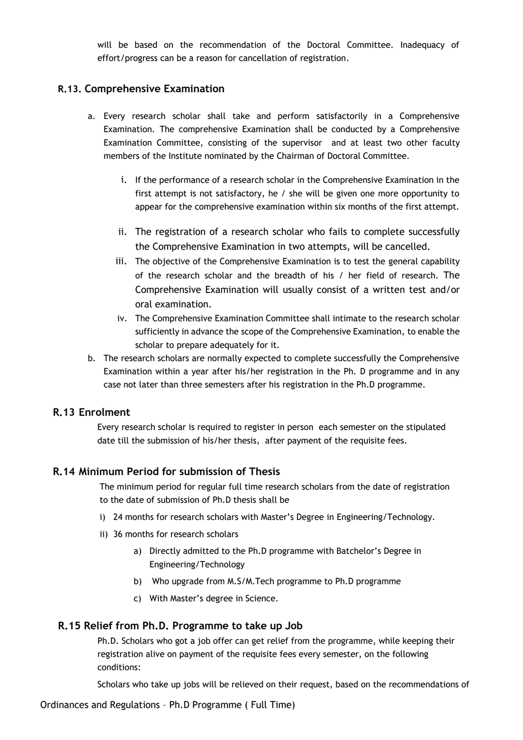will be based on the recommendation of the Doctoral Committee. Inadequacy of effort/progress can be a reason for cancellation of registration.

## R.13. Comprehensive Examination

a. Every research scholar shall take and perform satisfactorily in a Comprehensive Examination. The comprehensive Examination shall be conducted by a Comprehensive Examination Committee, consisting of the supervisor and at least two other faculty members of the Institute nominated by the Chairman of Doctoral Committee.

   i. If the performance of a research scholar in the Comprehensive Examination in the first attempt is not satisfactory, he / she will be given one more opportunity to appear for the comprehensive examination within six months of the first attempt.

   ii. The registration of a research scholar who fails to complete successfully the Comprehensive Examination in two attempts, will be cancelled.

   iii. The objective of the Comprehensive Examination is to test the general capability of the research scholar and the breadth of his / her field of research. The Comprehensive Examination will usually consist of a written test and/or oral examination.

   iv. The Comprehensive Examination Committee shall intimate to the research scholar sufficiently in advance the scope of the Comprehensive Examination, to enable the scholar to prepare adequately for it.

b. The research scholars are normally expected to complete successfully the Comprehensive Examination within a year after his/her registration in the Ph. D programme and in any case not later than three semesters after his registration in the Ph.D programme.

## R.13 Enrolment

Every research scholar is required to register in person each semester on the stipulated date till the submission of his/her thesis, after payment of the requisite fees.

## R.14 Minimum Period for submission of Thesis

The minimum period for regular full time research scholars from the date of registration to the date of submission of Ph.D thesis shall be

i) 24 months for research scholars with Master's Degree in Engineering/Technology.

ii) 36 months for research scholars

   a) Directly admitted to the Ph.D programme with Batchelor's Degree in Engineering/Technology

   b) Who upgrade from M.S/M.Tech programme to Ph.D programme

   c) With Master's degree in Science.

## R.15 Relief from Ph.D. Programme to take up Job

Ph.D. Scholars who got a job offer can get relief from the programme, while keeping their registration alive on payment of the requisite fees every semester, on the following conditions:

Scholars who take up jobs will be relieved on their request, based on the recommendations of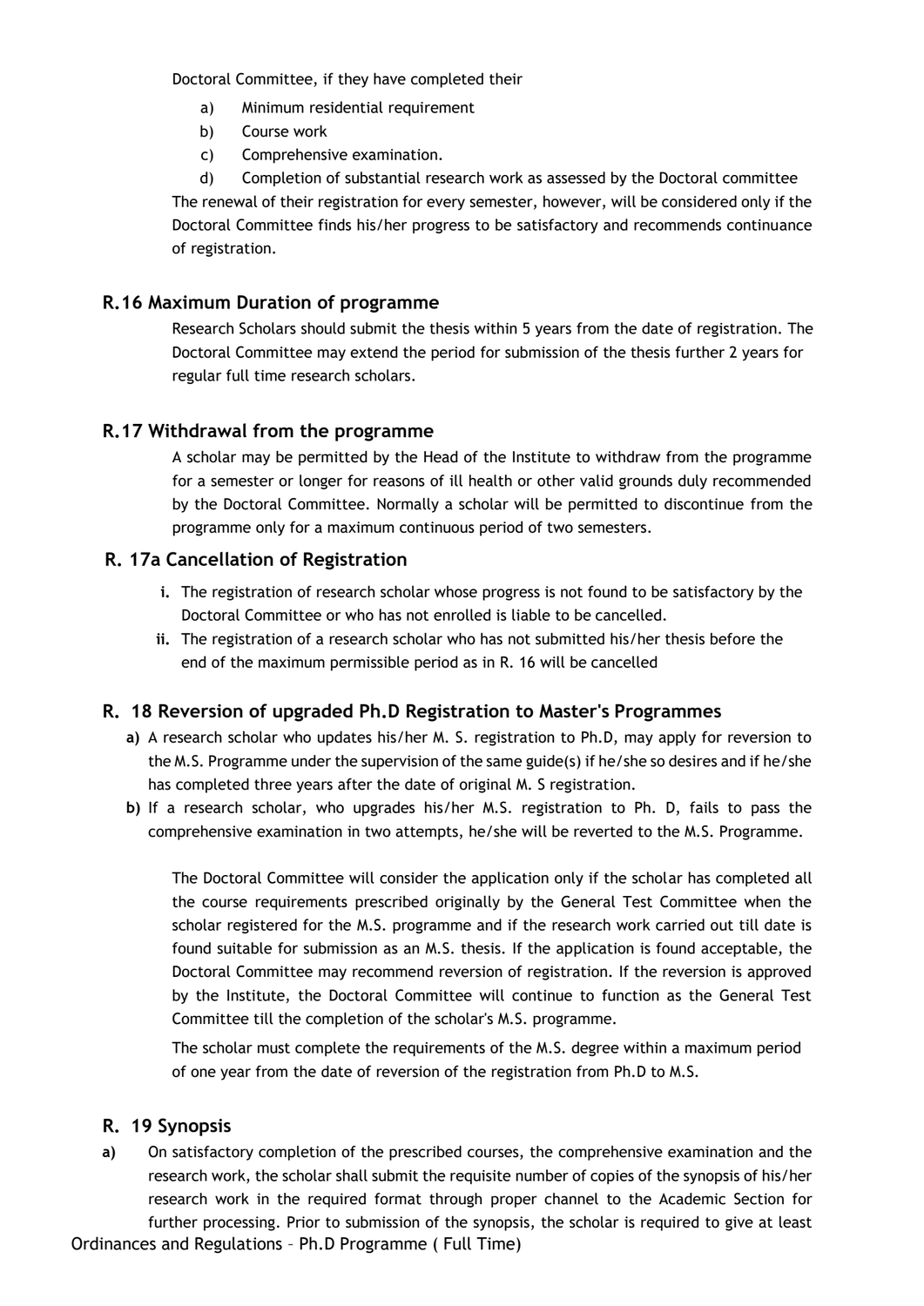Doctoral Committee, if they have completed their

a) Minimum residential requirement
b) Course work
c) Comprehensive examination.
d) Completion of substantial research work as assessed by the Doctoral committee

The renewal of their registration for every semester, however, will be considered only if the Doctoral Committee finds his/her progress to be satisfactory and recommends continuance of registration.

### R.16 Maximum Duration of programme

Research Scholars should submit the thesis within 5 years from the date of registration. The Doctoral Committee may extend the period for submission of the thesis further 2 years for regular full time research scholars.

### R.17 Withdrawal from the programme

A scholar may be permitted by the Head of the Institute to withdraw from the programme for a semester or longer for reasons of ill health or other valid grounds duly recommended by the Doctoral Committee. Normally a scholar will be permitted to discontinue from the programme only for a maximum continuous period of two semesters.

### R. 17a Cancellation of Registration

i. The registration of research scholar whose progress is not found to be satisfactory by the Doctoral Committee or who has not enrolled is liable to be cancelled.
ii. The registration of a research scholar who has not submitted his/her thesis before the end of the maximum permissible period as in R. 16 will be cancelled

### R. 18 Reversion of upgraded Ph.D Registration to Master's Programmes

**a)** A research scholar who updates his/her M. S. registration to Ph.D, may apply for reversion to the M.S. Programme under the supervision of the same guide(s) if he/she so desires and if he/she has completed three years after the date of original M. S registration.

**b)** If a research scholar, who upgrades his/her M.S. registration to Ph. D, fails to pass the comprehensive examination in two attempts, he/she will be reverted to the M.S. Programme.

The Doctoral Committee will consider the application only if the scholar has completed all the course requirements prescribed originally by the General Test Committee when the scholar registered for the M.S. programme and if the research work carried out till date is found suitable for submission as an M.S. thesis. If the application is found acceptable, the Doctoral Committee may recommend reversion of registration. If the reversion is approved by the Institute, the Doctoral Committee will continue to function as the General Test Committee till the completion of the scholar's M.S. programme.

The scholar must complete the requirements of the M.S. degree within a maximum period of one year from the date of reversion of the registration from Ph.D to M.S.

### R. 19 Synopsis

**a)** On satisfactory completion of the prescribed courses, the comprehensive examination and the research work, the scholar shall submit the requisite number of copies of the synopsis of his/her research work in the required format through proper channel to the Academic Section for further processing. Prior to submission of the synopsis, the scholar is required to give at least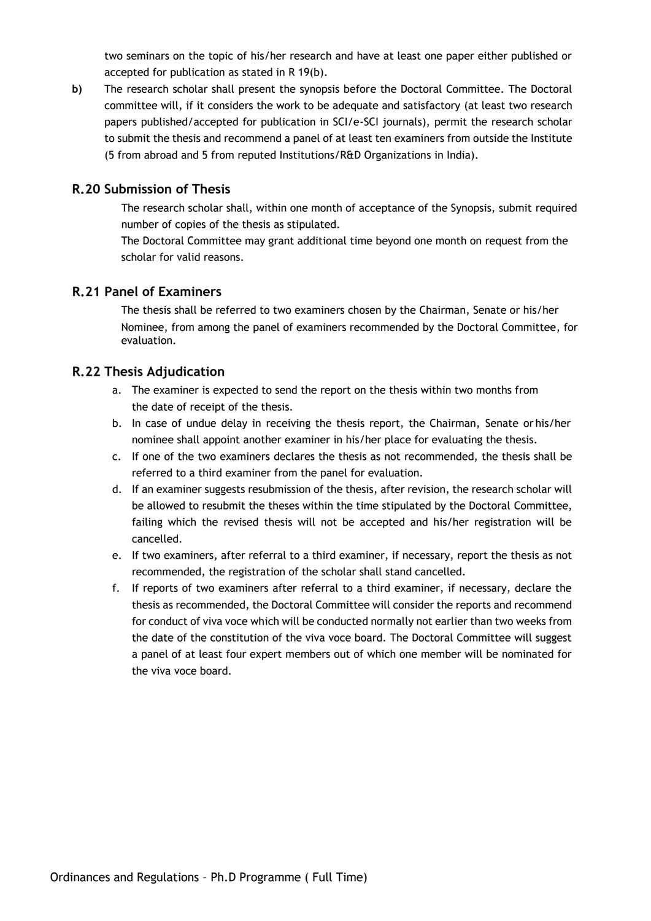two seminars on the topic of his/her research and have at least one paper either published or accepted for publication as stated in R 19(b).

**b)** The research scholar shall present the synopsis before the Doctoral Committee. The Doctoral committee will, if it considers the work to be adequate and satisfactory (at least two research papers published/accepted for publication in SCI/e-SCI journals), permit the research scholar to submit the thesis and recommend a panel of at least ten examiners from outside the Institute (5 from abroad and 5 from reputed Institutions/R&D Organizations in India).

## R.20 Submission of Thesis

The research scholar shall, within one month of acceptance of the Synopsis, submit required number of copies of the thesis as stipulated.

The Doctoral Committee may grant additional time beyond one month on request from the scholar for valid reasons.

## R.21 Panel of Examiners

The thesis shall be referred to two examiners chosen by the Chairman, Senate or his/her Nominee, from among the panel of examiners recommended by the Doctoral Committee, for evaluation.

## R.22 Thesis Adjudication

a. The examiner is expected to send the report on the thesis within two months from the date of receipt of the thesis.

b. In case of undue delay in receiving the thesis report, the Chairman, Senate or his/her nominee shall appoint another examiner in his/her place for evaluating the thesis.

c. If one of the two examiners declares the thesis as not recommended, the thesis shall be referred to a third examiner from the panel for evaluation.

d. If an examiner suggests resubmission of the thesis, after revision, the research scholar will be allowed to resubmit the theses within the time stipulated by the Doctoral Committee, failing which the revised thesis will not be accepted and his/her registration will be cancelled.

e. If two examiners, after referral to a third examiner, if necessary, report the thesis as not recommended, the registration of the scholar shall stand cancelled.

f. If reports of two examiners after referral to a third examiner, if necessary, declare the thesis as recommended, the Doctoral Committee will consider the reports and recommend for conduct of viva voce which will be conducted normally not earlier than two weeks from the date of the constitution of the viva voce board. The Doctoral Committee will suggest a panel of at least four expert members out of which one member will be nominated for the viva voce board.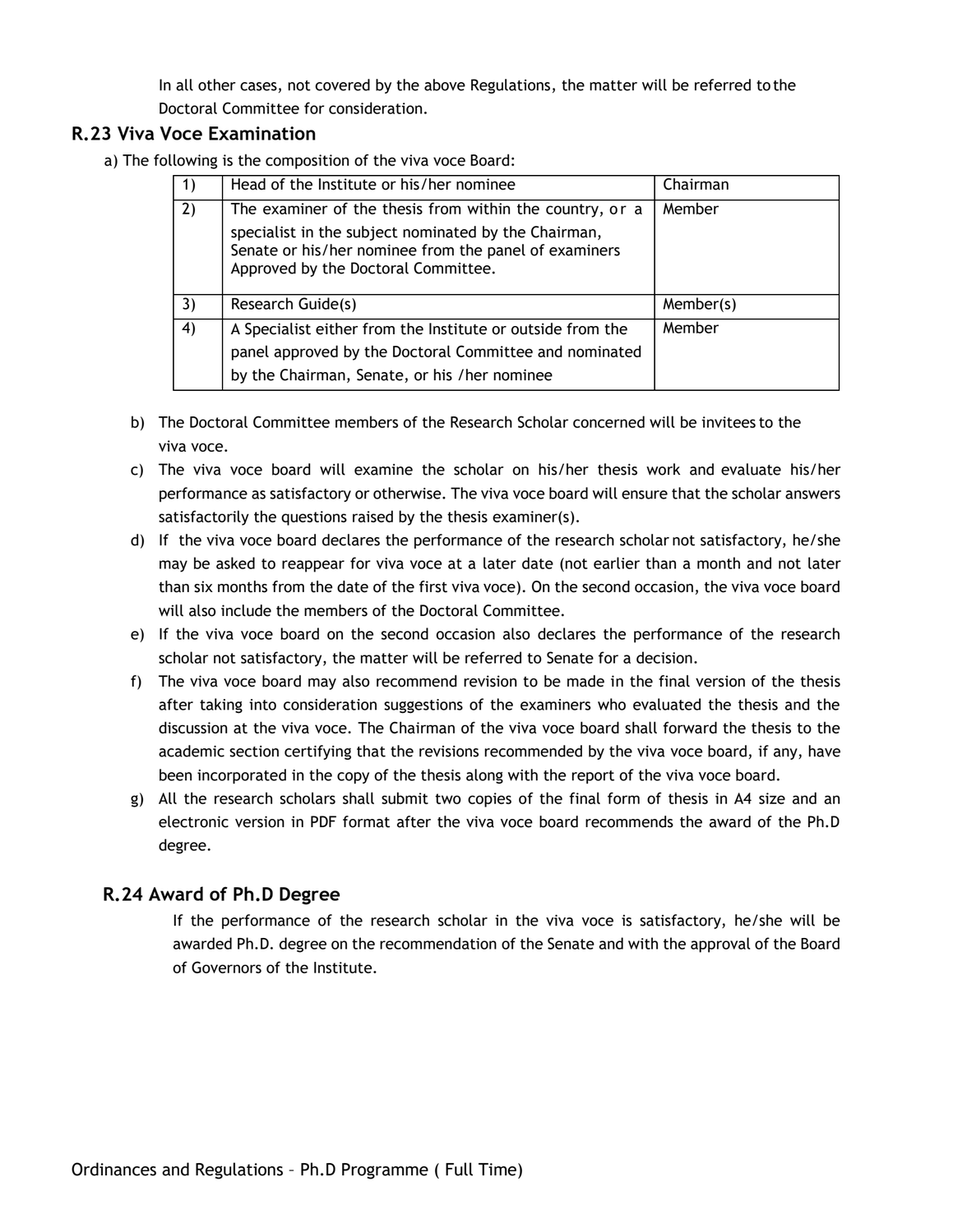In all other cases, not covered by the above Regulations, the matter will be referred to the Doctoral Committee for consideration.

## R.23 Viva Voce Examination

a) The following is the composition of the viva voce Board:

| | | |
|---|---|---|
| 1) | Head of the Institute or his/her nominee | Chairman |
| 2) | The examiner of the thesis from within the country, or a specialist in the subject nominated by the Chairman, Senate or his/her nominee from the panel of examiners Approved by the Doctoral Committee. | Member |
| 3) | Research Guide(s) | Member(s) |
| 4) | A Specialist either from the Institute or outside from the panel approved by the Doctoral Committee and nominated by the Chairman, Senate, or his /her nominee | Member |

b) The Doctoral Committee members of the Research Scholar concerned will be invitees to the viva voce.

c) The viva voce board will examine the scholar on his/her thesis work and evaluate his/her performance as satisfactory or otherwise. The viva voce board will ensure that the scholar answers satisfactorily the questions raised by the thesis examiner(s).

d) If the viva voce board declares the performance of the research scholar not satisfactory, he/she may be asked to reappear for viva voce at a later date (not earlier than a month and not later than six months from the date of the first viva voce). On the second occasion, the viva voce board will also include the members of the Doctoral Committee.

e) If the viva voce board on the second occasion also declares the performance of the research scholar not satisfactory, the matter will be referred to Senate for a decision.

f) The viva voce board may also recommend revision to be made in the final version of the thesis after taking into consideration suggestions of the examiners who evaluated the thesis and the discussion at the viva voce. The Chairman of the viva voce board shall forward the thesis to the academic section certifying that the revisions recommended by the viva voce board, if any, have been incorporated in the copy of the thesis along with the report of the viva voce board.

g) All the research scholars shall submit two copies of the final form of thesis in A4 size and an electronic version in PDF format after the viva voce board recommends the award of the Ph.D degree.

## R.24 Award of Ph.D Degree

If the performance of the research scholar in the viva voce is satisfactory, he/she will be awarded Ph.D. degree on the recommendation of the Senate and with the approval of the Board of Governors of the Institute.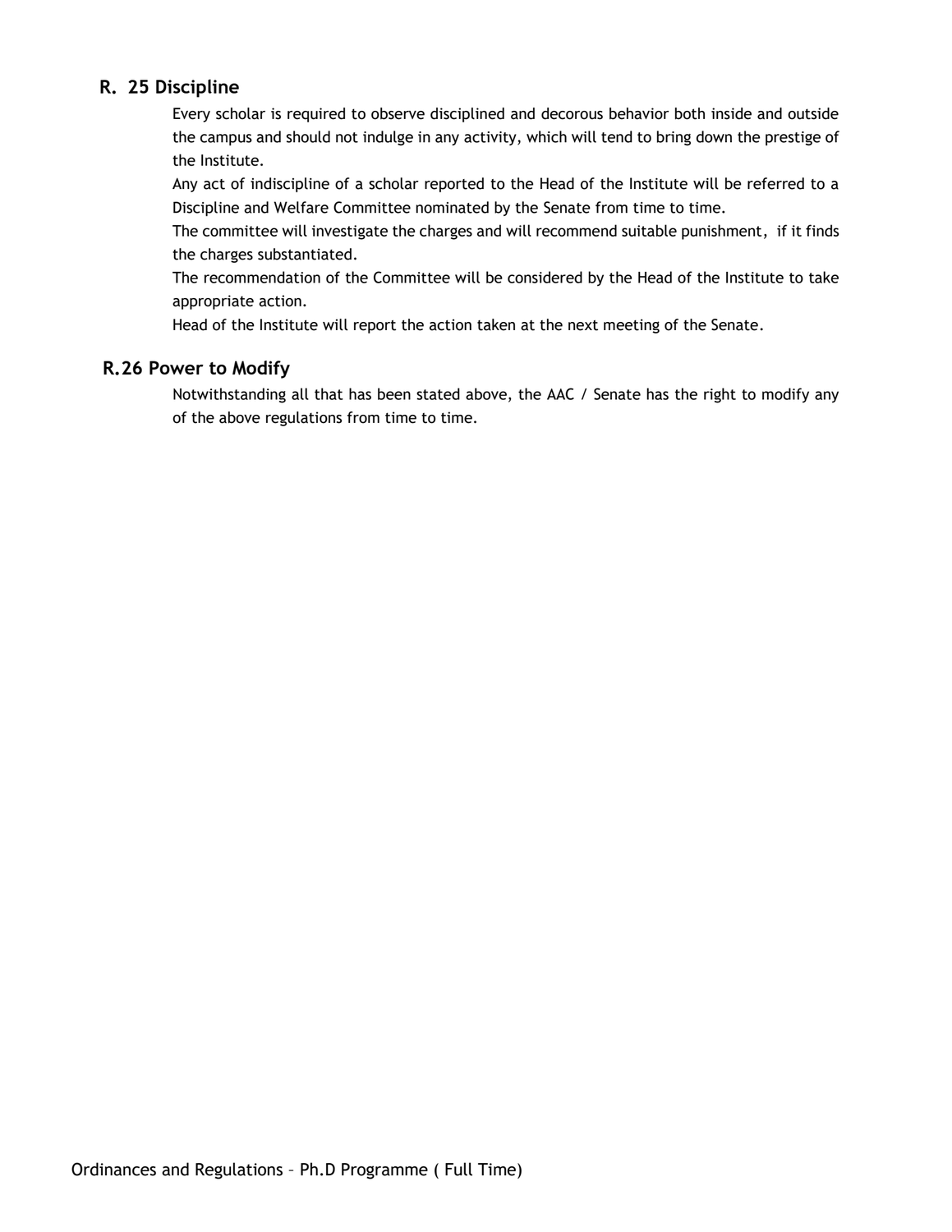## R. 25 Discipline

Every scholar is required to observe disciplined and decorous behavior both inside and outside the campus and should not indulge in any activity, which will tend to bring down the prestige of the Institute.

Any act of indiscipline of a scholar reported to the Head of the Institute will be referred to a Discipline and Welfare Committee nominated by the Senate from time to time.

The committee will investigate the charges and will recommend suitable punishment, if it finds the charges substantiated.

The recommendation of the Committee will be considered by the Head of the Institute to take appropriate action.

Head of the Institute will report the action taken at the next meeting of the Senate.

## R.26 Power to Modify

Notwithstanding all that has been stated above, the AAC / Senate has the right to modify any of the above regulations from time to time.